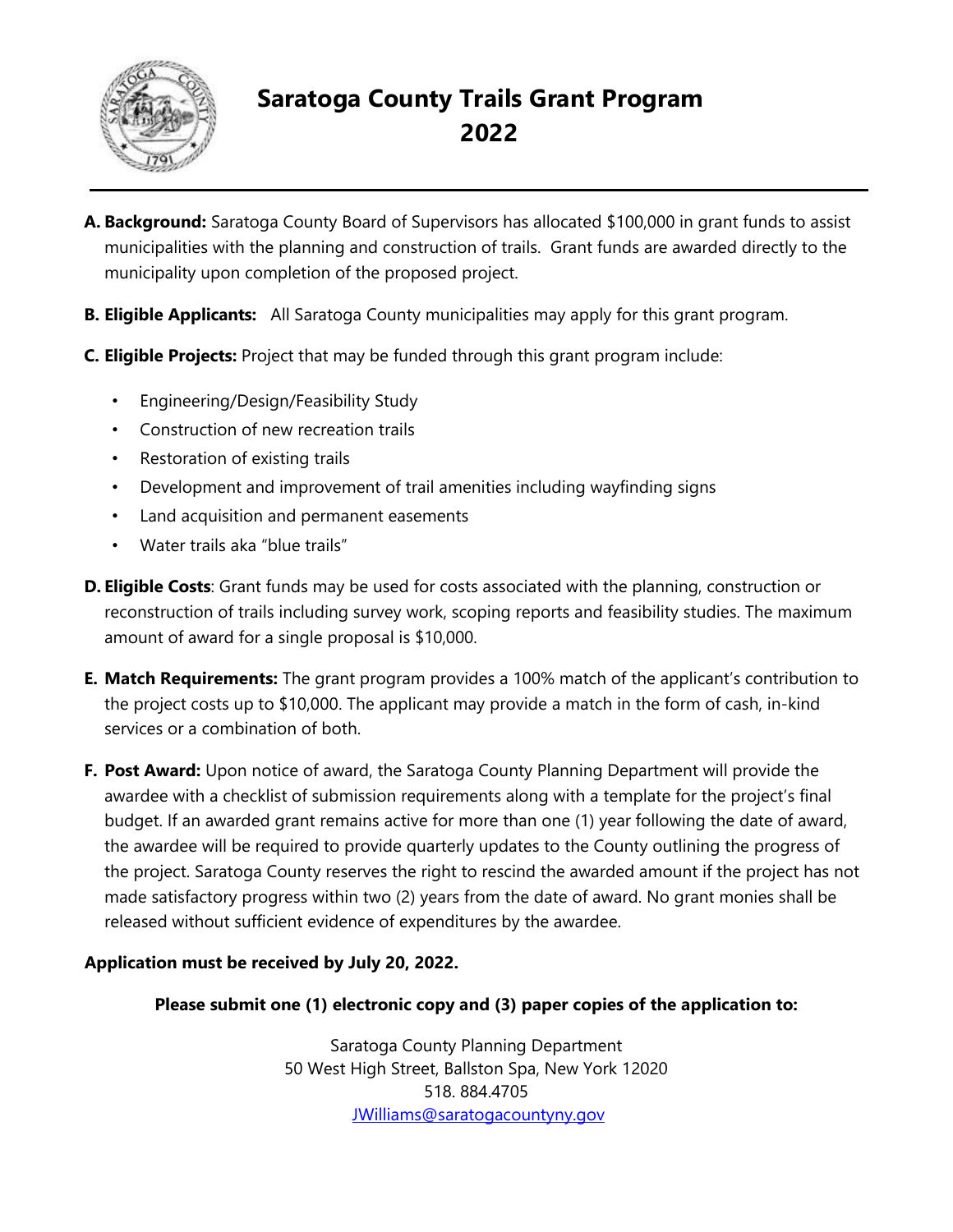# Saratoga County Trails Grant Program 2022

**A. Background:** Saratoga County Board of Supervisors has allocated $100,000 in grant funds to assist municipalities with the planning and construction of trails. Grant funds are awarded directly to the municipality upon completion of the proposed project.

**B. Eligible Applicants:** All Saratoga County municipalities may apply for this grant program.

**C. Eligible Projects:** Project that may be funded through this grant program include:

- Engineering/Design/Feasibility Study
- Construction of new recreation trails
- Restoration of existing trails
- Development and improvement of trail amenities including wayfinding signs
- Land acquisition and permanent easements
- Water trails aka "blue trails"

**D. Eligible Costs**: Grant funds may be used for costs associated with the planning, construction or reconstruction of trails including survey work, scoping reports and feasibility studies. The maximum amount of award for a single proposal is $10,000.

**E. Match Requirements:** The grant program provides a 100% match of the applicant's contribution to the project costs up to $10,000. The applicant may provide a match in the form of cash, in-kind services or a combination of both.

**F. Post Award:** Upon notice of award, the Saratoga County Planning Department will provide the awardee with a checklist of submission requirements along with a template for the project's final budget. If an awarded grant remains active for more than one (1) year following the date of award, the awardee will be required to provide quarterly updates to the County outlining the progress of the project. Saratoga County reserves the right to rescind the awarded amount if the project has not made satisfactory progress within two (2) years from the date of award. No grant monies shall be released without sufficient evidence of expenditures by the awardee.

**Application must be received by July 20, 2022.**

**Please submit one (1) electronic copy and (3) paper copies of the application to:**

Saratoga County Planning Department
50 West High Street, Ballston Spa, New York 12020
518. 884.4705
JWilliams@saratogacountyny.gov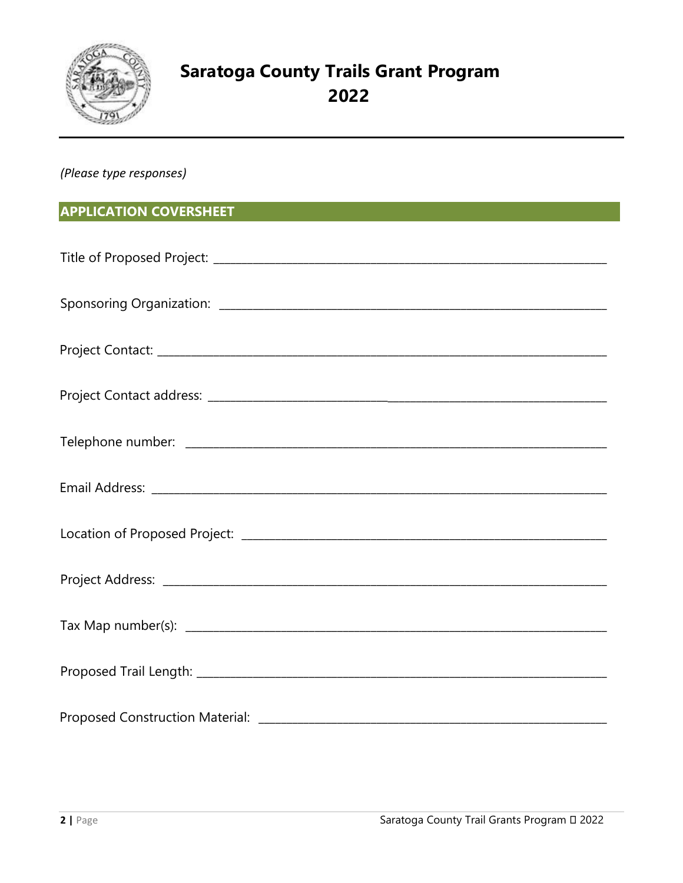# Saratoga County Trails Grant Program 2022

*(Please type responses)*

## APPLICATION COVERSHEET

Title of Proposed Project: ____________________________________________________________

Sponsoring Organization: ____________________________________________________________

Project Contact: ____________________________________________________________

Project Contact address: ____________________________________________________________

Telephone number: ____________________________________________________________

Email Address: ____________________________________________________________

Location of Proposed Project: ____________________________________________________________

Project Address: ____________________________________________________________

Tax Map number(s): ____________________________________________________________

Proposed Trail Length: ____________________________________________________________

Proposed Construction Material: ____________________________________________________________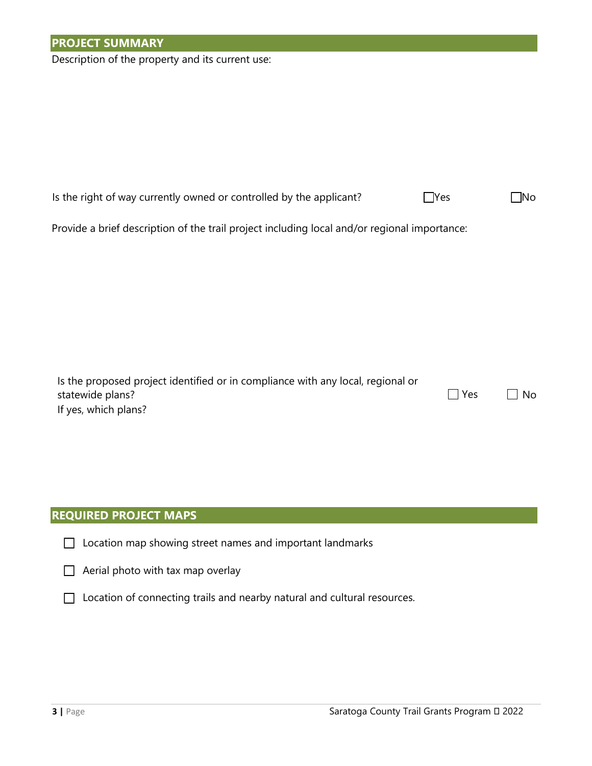## PROJECT SUMMARY

Description of the property and its current use:

Is the right of way currently owned or controlled by the applicant? ☐ Yes ☐ No

Provide a brief description of the trail project including local and/or regional importance:

Is the proposed project identified or in compliance with any local, regional or statewide plans? ☐ Yes ☐ No

If yes, which plans?

## REQUIRED PROJECT MAPS

- ☐ Location map showing street names and important landmarks
- ☐ Aerial photo with tax map overlay
- ☐ Location of connecting trails and nearby natural and cultural resources.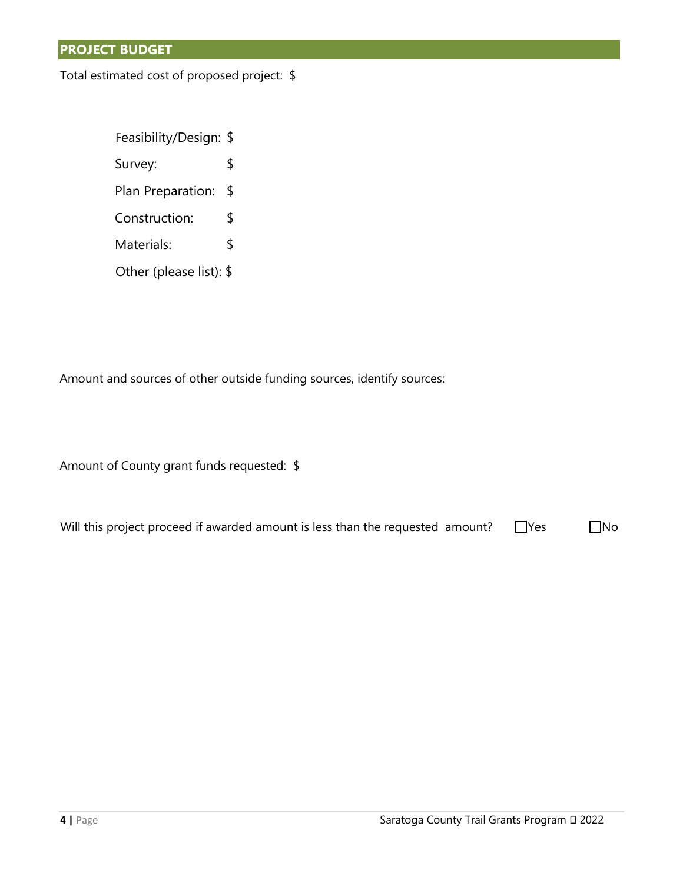## PROJECT BUDGET

Total estimated cost of proposed project: $

Feasibility/Design: $

Survey: $

Plan Preparation: $

Construction: $

Materials: $

Other (please list): $

Amount and sources of other outside funding sources, identify sources:

Amount of County grant funds requested: $

Will this project proceed if awarded amount is less than the requested amount? ☐ Yes ☐ No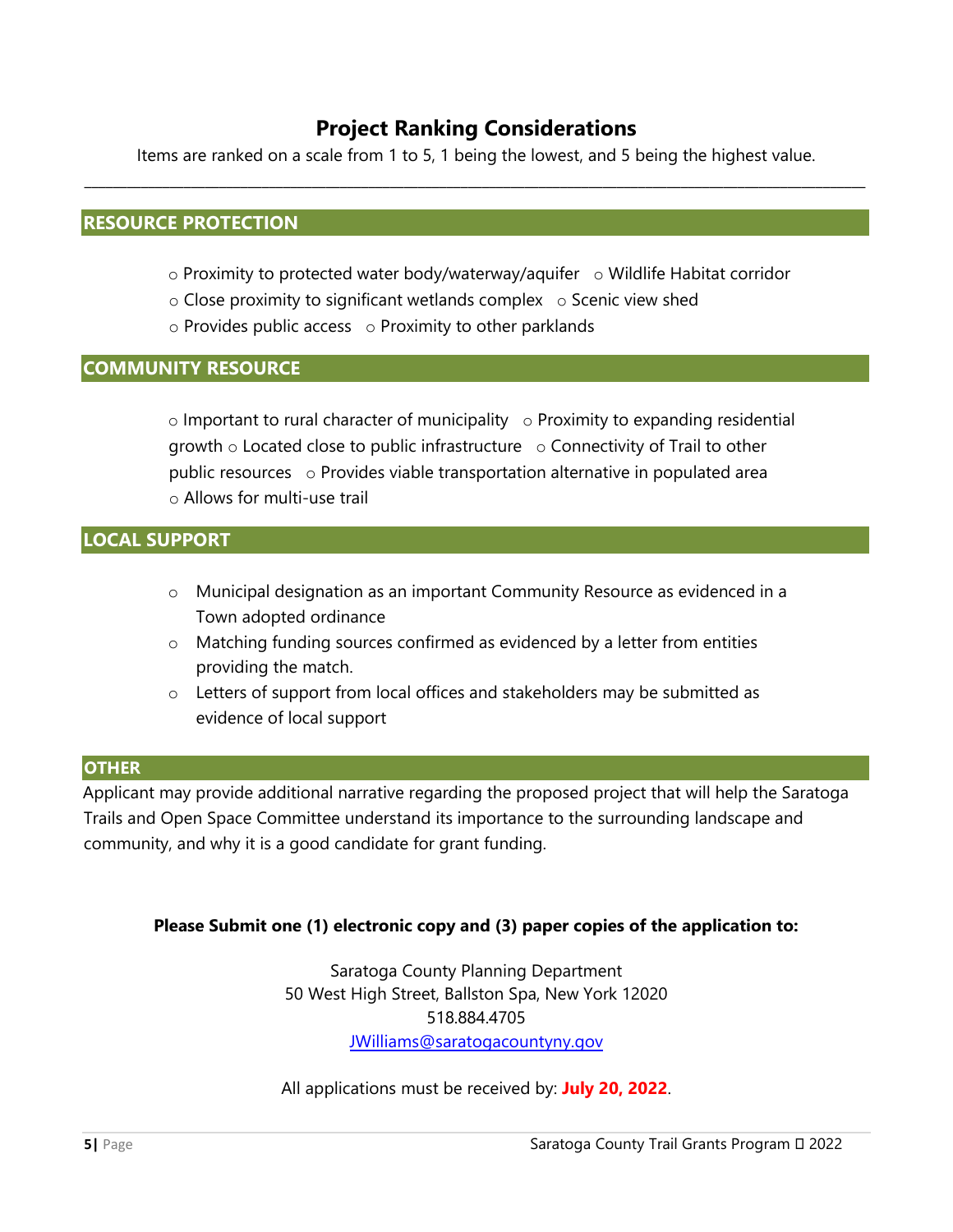# Project Ranking Considerations

Items are ranked on a scale from 1 to 5, 1 being the lowest, and 5 being the highest value.

---

## RESOURCE PROTECTION

- ○ Proximity to protected water body/waterway/aquifer ○ Wildlife Habitat corridor
- ○ Close proximity to significant wetlands complex ○ Scenic view shed
- ○ Provides public access ○ Proximity to other parklands

## COMMUNITY RESOURCE

○ Important to rural character of municipality ○ Proximity to expanding residential growth ○ Located close to public infrastructure ○ Connectivity of Trail to other public resources ○ Provides viable transportation alternative in populated area ○ Allows for multi-use trail

## LOCAL SUPPORT

- Municipal designation as an important Community Resource as evidenced in a Town adopted ordinance
- Matching funding sources confirmed as evidenced by a letter from entities providing the match.
- Letters of support from local offices and stakeholders may be submitted as evidence of local support

## OTHER

Applicant may provide additional narrative regarding the proposed project that will help the Saratoga Trails and Open Space Committee understand its importance to the surrounding landscape and community, and why it is a good candidate for grant funding.

**Please Submit one (1) electronic copy and (3) paper copies of the application to:**

Saratoga County Planning Department
50 West High Street, Ballston Spa, New York 12020
518.884.4705
JWilliams@saratogacountyny.gov

All applications must be received by: **July 20, 2022**.